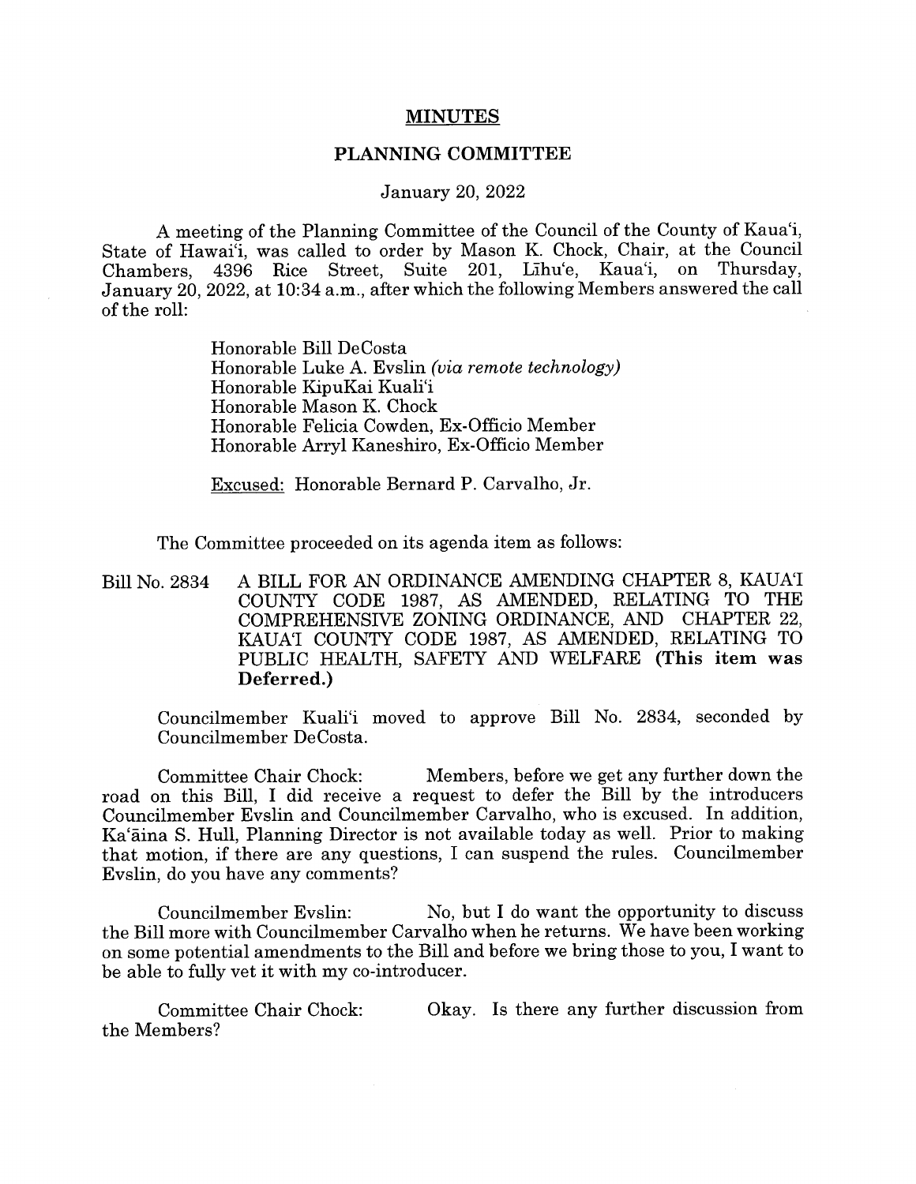# MINUTES

## PLANNING COMMITTEE

January 20, 2022

A meeting of the Planning Committee of the Council of the County of Kaua'i, State of Hawai'i, was called to order by Mason K. Chock, Chair, at the Council Chambers, 4396 Rice Street, Suite 201, Līhu'e, Kaua'i, on Thursday, January 20, 2022, at 10:34 a.m., after which the following Members answered the call of the roll:

Honorable Bill DeCosta
Honorable Luke A. Evslin *(via remote technology)*
Honorable KipuKai Kuali'i
Honorable Mason K. Chock
Honorable Felicia Cowden, Ex-Officio Member
Honorable Arryl Kaneshiro, Ex-Officio Member

Excused: Honorable Bernard P. Carvalho, Jr.

The Committee proceeded on its agenda item as follows:

Bill No. 2834 A BILL FOR AN ORDINANCE AMENDING CHAPTER 8, KAUA'I COUNTY CODE 1987, AS AMENDED, RELATING TO THE COMPREHENSIVE ZONING ORDINANCE, AND CHAPTER 22, KAUA'I COUNTY CODE 1987, AS AMENDED, RELATING TO PUBLIC HEALTH, SAFETY AND WELFARE **(This item was Deferred.)**

Councilmember Kuali'i moved to approve Bill No. 2834, seconded by Councilmember DeCosta.

Committee Chair Chock: Members, before we get any further down the road on this Bill, I did receive a request to defer the Bill by the introducers Councilmember Evslin and Councilmember Carvalho, who is excused. In addition, Ka'āina S. Hull, Planning Director is not available today as well. Prior to making that motion, if there are any questions, I can suspend the rules. Councilmember Evslin, do you have any comments?

Councilmember Evslin: No, but I do want the opportunity to discuss the Bill more with Councilmember Carvalho when he returns. We have been working on some potential amendments to the Bill and before we bring those to you, I want to be able to fully vet it with my co-introducer.

Committee Chair Chock: Okay. Is there any further discussion from the Members?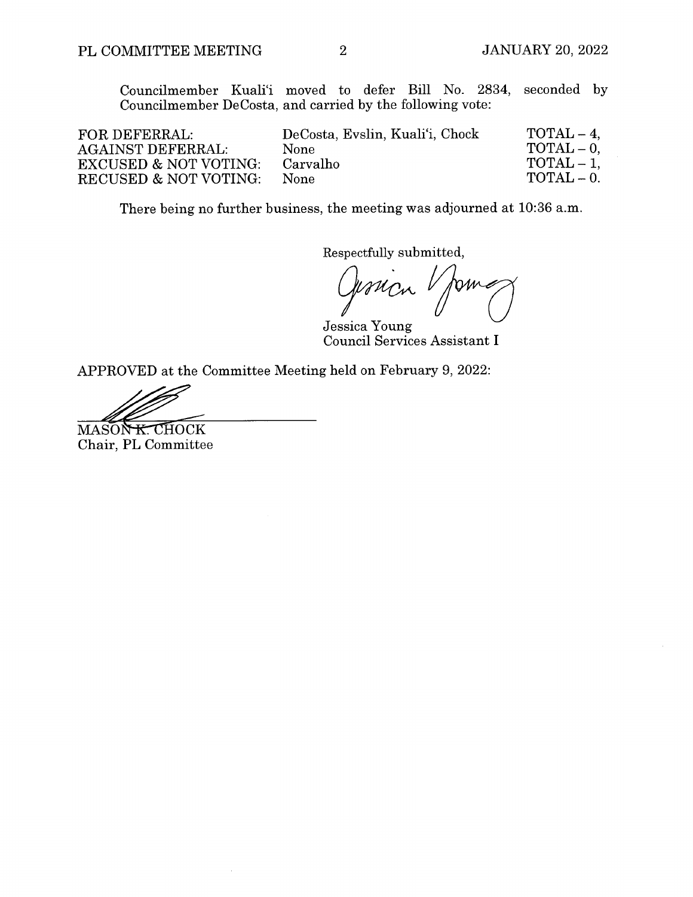Councilmember Kuali'i moved to defer Bill No. 2834, seconded by Councilmember DeCosta, and carried by the following vote:

| | | |
|---|---|---|
| FOR DEFERRAL: | DeCosta, Evslin, Kuali'i, Chock | TOTAL – 4, |
| AGAINST DEFERRAL: | None | TOTAL – 0, |
| EXCUSED & NOT VOTING: | Carvalho | TOTAL – 1, |
| RECUSED & NOT VOTING: | None | TOTAL – 0. |

There being no further business, the meeting was adjourned at 10:36 a.m.

Respectfully submitted,

Jessica Young
Council Services Assistant I

APPROVED at the Committee Meeting held on February 9, 2022:

MASON K. CHOCK
Chair, PL Committee